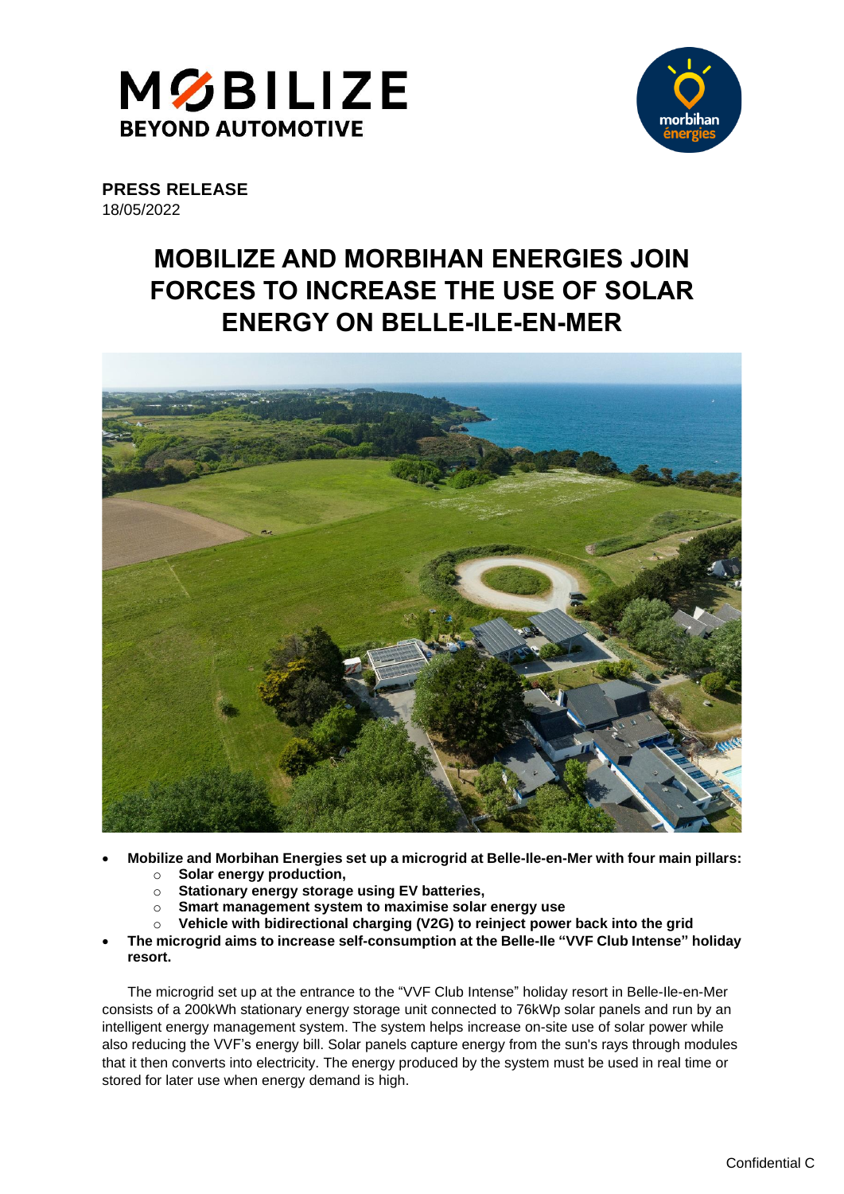**PRESS RELEASE**
18/05/2022

# MOBILIZE AND MORBIHAN ENERGIES JOIN FORCES TO INCREASE THE USE OF SOLAR ENERGY ON BELLE-ILE-EN-MER

- **Mobilize and Morbihan Energies set up a microgrid at Belle-Ile-en-Mer with four main pillars:**
  - **Solar energy production,**
  - **Stationary energy storage using EV batteries,**
  - **Smart management system to maximise solar energy use**
  - **Vehicle with bidirectional charging (V2G) to reinject power back into the grid**
- **The microgrid aims to increase self-consumption at the Belle-Ile "VVF Club Intense" holiday resort.**

The microgrid set up at the entrance to the "VVF Club Intense" holiday resort in Belle-Ile-en-Mer consists of a 200kWh stationary energy storage unit connected to 76kWp solar panels and run by an intelligent energy management system. The system helps increase on-site use of solar power while also reducing the VVF's energy bill. Solar panels capture energy from the sun's rays through modules that it then converts into electricity. The energy produced by the system must be used in real time or stored for later use when energy demand is high.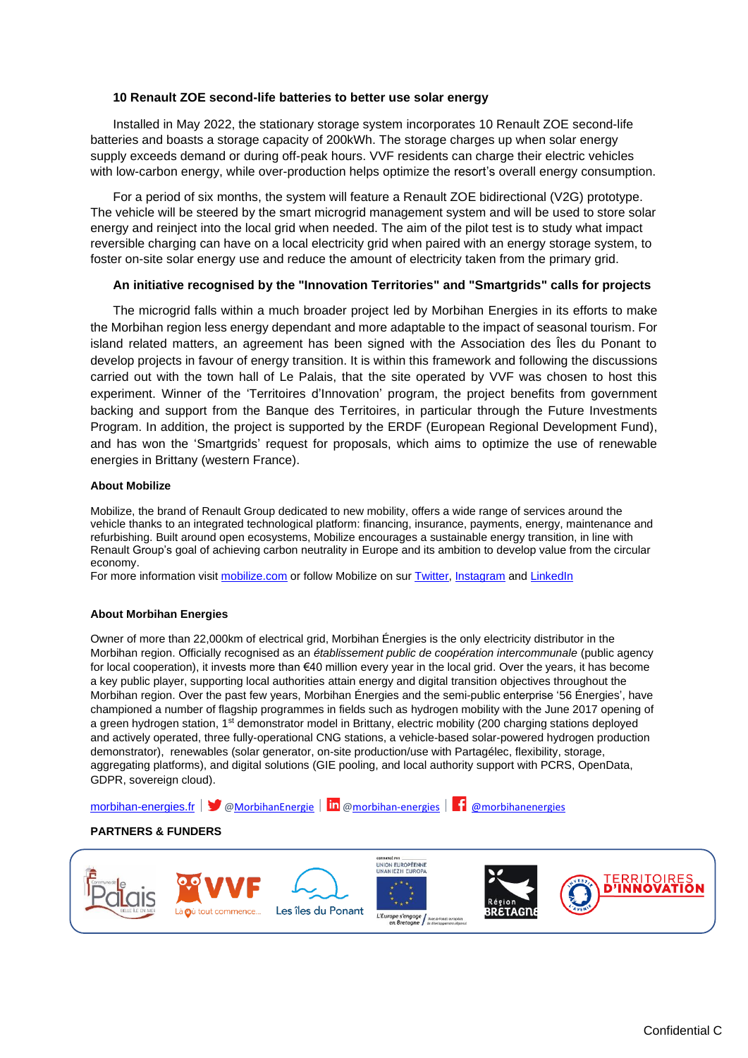**10 Renault ZOE second-life batteries to better use solar energy**

Installed in May 2022, the stationary storage system incorporates 10 Renault ZOE second-life batteries and boasts a storage capacity of 200kWh. The storage charges up when solar energy supply exceeds demand or during off-peak hours. VVF residents can charge their electric vehicles with low-carbon energy, while over-production helps optimize the resort's overall energy consumption.

For a period of six months, the system will feature a Renault ZOE bidirectional (V2G) prototype. The vehicle will be steered by the smart microgrid management system and will be used to store solar energy and reinject into the local grid when needed. The aim of the pilot test is to study what impact reversible charging can have on a local electricity grid when paired with an energy storage system, to foster on-site solar energy use and reduce the amount of electricity taken from the primary grid.

**An initiative recognised by the "Innovation Territories" and "Smartgrids" calls for projects**

The microgrid falls within a much broader project led by Morbihan Energies in its efforts to make the Morbihan region less energy dependant and more adaptable to the impact of seasonal tourism. For island related matters, an agreement has been signed with the Association des Îles du Ponant to develop projects in favour of energy transition. It is within this framework and following the discussions carried out with the town hall of Le Palais, that the site operated by VVF was chosen to host this experiment. Winner of the 'Territoires d'Innovation' program, the project benefits from government backing and support from the Banque des Territoires, in particular through the Future Investments Program. In addition, the project is supported by the ERDF (European Regional Development Fund), and has won the 'Smartgrids' request for proposals, which aims to optimize the use of renewable energies in Brittany (western France).

**About Mobilize**

Mobilize, the brand of Renault Group dedicated to new mobility, offers a wide range of services around the vehicle thanks to an integrated technological platform: financing, insurance, payments, energy, maintenance and refurbishing. Built around open ecosystems, Mobilize encourages a sustainable energy transition, in line with Renault Group's goal of achieving carbon neutrality in Europe and its ambition to develop value from the circular economy.
For more information visit [mobilize.com](mobilize.com) or follow Mobilize on sur Twitter, Instagram and LinkedIn

**About Morbihan Energies**

Owner of more than 22,000km of electrical grid, Morbihan Énergies is the only electricity distributor in the Morbihan region. Officially recognised as an *établissement public de coopération intercommunale* (public agency for local cooperation), it invests more than €40 million every year in the local grid. Over the years, it has become a key public player, supporting local authorities attain energy and digital transition objectives throughout the Morbihan region. Over the past few years, Morbihan Énergies and the semi-public enterprise '56 Énergies', have championed a number of flagship programmes in fields such as hydrogen mobility with the June 2017 opening of a green hydrogen station, 1st demonstrator model in Brittany, electric mobility (200 charging stations deployed and actively operated, three fully-operational CNG stations, a vehicle-based solar-powered hydrogen production demonstrator), renewables (solar generator, on-site production/use with Partagélec, flexibility, storage, aggregating platforms), and digital solutions (GIE pooling, and local authority support with PCRS, OpenData, GDPR, sovereign cloud).

morbihan-energies.fr | @MorbihanEnergie | @morbihan-energies | @morbihanenergies

**PARTNERS & FUNDERS**

Commune de Le Palais Belle Île en Mer · VVF Là où tout commence... · Les îles du Ponant · Union Européenne – L'Europe s'engage en Bretagne · Région Bretagne · Investir l'avenir – Territoires d'Innovation